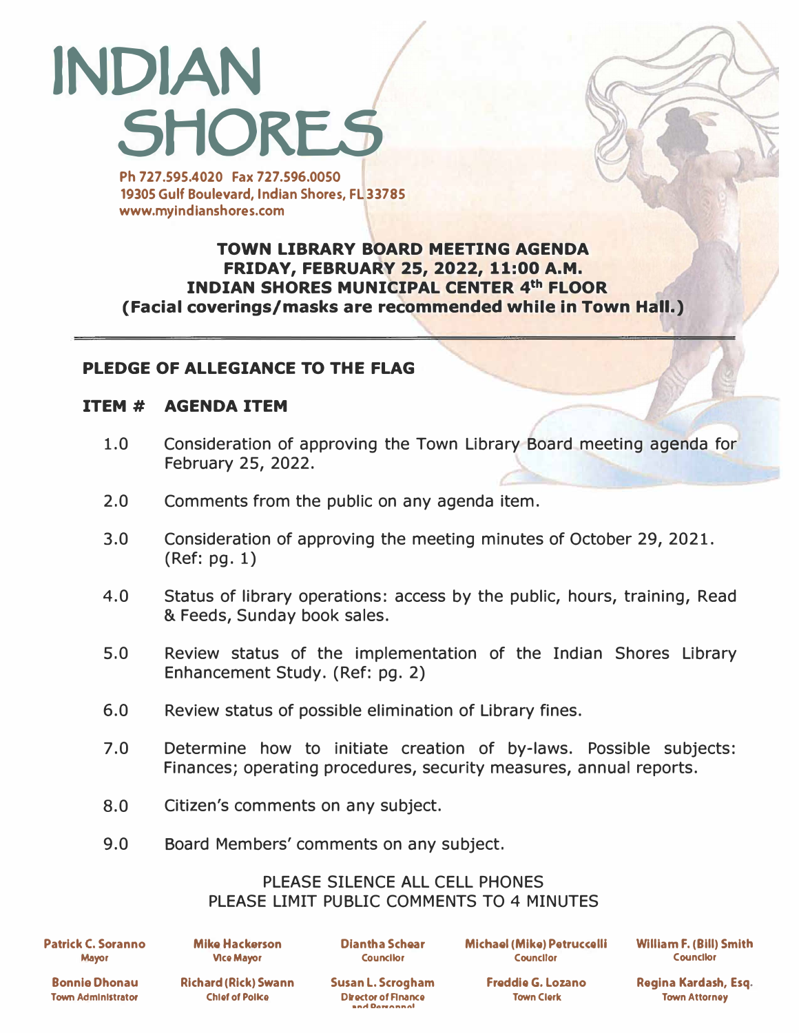# INDIAN SHORES

Ph 727.595.4020 Fax 727.596.0050
19305 Gulf Boulevard, Indian Shores, FL 33785
www.myindianshores.com

## TOWN LIBRARY BOARD MEETING AGENDA
## FRIDAY, FEBRUARY 25, 2022, 11:00 A.M.
## INDIAN SHORES MUNICIPAL CENTER 4th FLOOR
**(Facial coverings/masks are recommended while in Town Hall.)**

---

**PLEDGE OF ALLEGIANCE TO THE FLAG**

| ITEM # | AGENDA ITEM |
|---|---|
| 1.0 | Consideration of approving the Town Library Board meeting agenda for February 25, 2022. |
| 2.0 | Comments from the public on any agenda item. |
| 3.0 | Consideration of approving the meeting minutes of October 29, 2021. (Ref: pg. 1) |
| 4.0 | Status of library operations: access by the public, hours, training, Read & Feeds, Sunday book sales. |
| 5.0 | Review status of the implementation of the Indian Shores Library Enhancement Study. (Ref: pg. 2) |
| 6.0 | Review status of possible elimination of Library fines. |
| 7.0 | Determine how to initiate creation of by-laws. Possible subjects: Finances; operating procedures, security measures, annual reports. |
| 8.0 | Citizen's comments on any subject. |
| 9.0 | Board Members' comments on any subject. |

PLEASE SILENCE ALL CELL PHONES
PLEASE LIMIT PUBLIC COMMENTS TO 4 MINUTES

| | | | | |
|---|---|---|---|---|
| **Patrick C. Soranno** Mayor | **Mike Hackerson** Vice Mayor | **Diantha Schear** Councilor | **Michael (Mike) Petruccelli** Councilor | **William F. (Bill) Smith** Councilor |
| **Bonnie Dhonau** Town Administrator | **Richard (Rick) Swann** Chief of Police | **Susan L. Scrogham** Director of Finance and Personnel | **Freddie G. Lozano** Town Clerk | **Regina Kardash, Esq.** Town Attorney |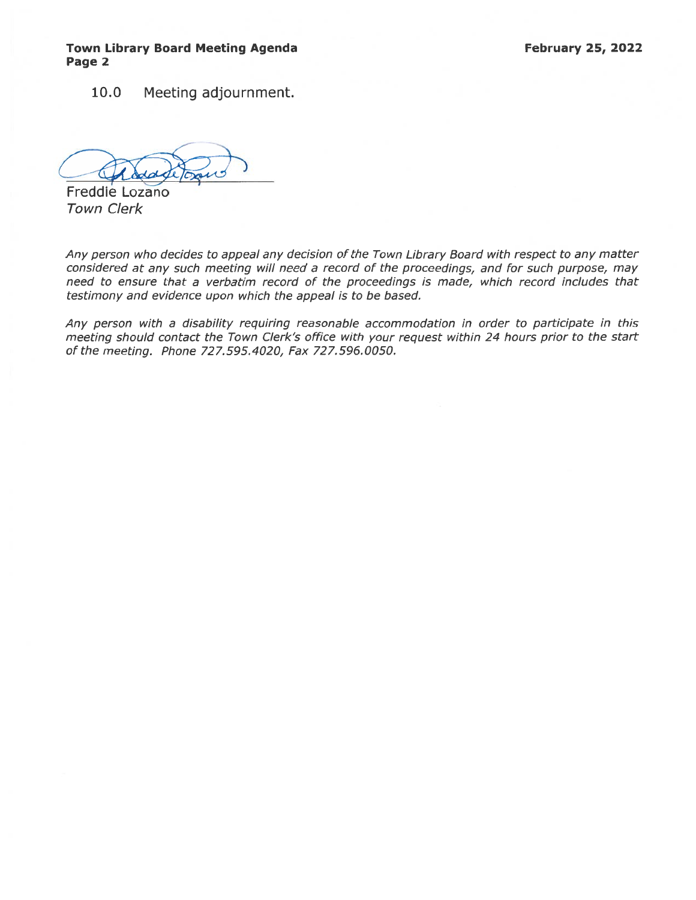10.0 Meeting adjournment.

Freddie Lozano
*Town Clerk*

*Any person who decides to appeal any decision of the Town Library Board with respect to any matter considered at any such meeting will need a record of the proceedings, and for such purpose, may need to ensure that a verbatim record of the proceedings is made, which record includes that testimony and evidence upon which the appeal is to be based.*

*Any person with a disability requiring reasonable accommodation in order to participate in this meeting should contact the Town Clerk's office with your request within 24 hours prior to the start of the meeting. Phone 727.595.4020, Fax 727.596.0050.*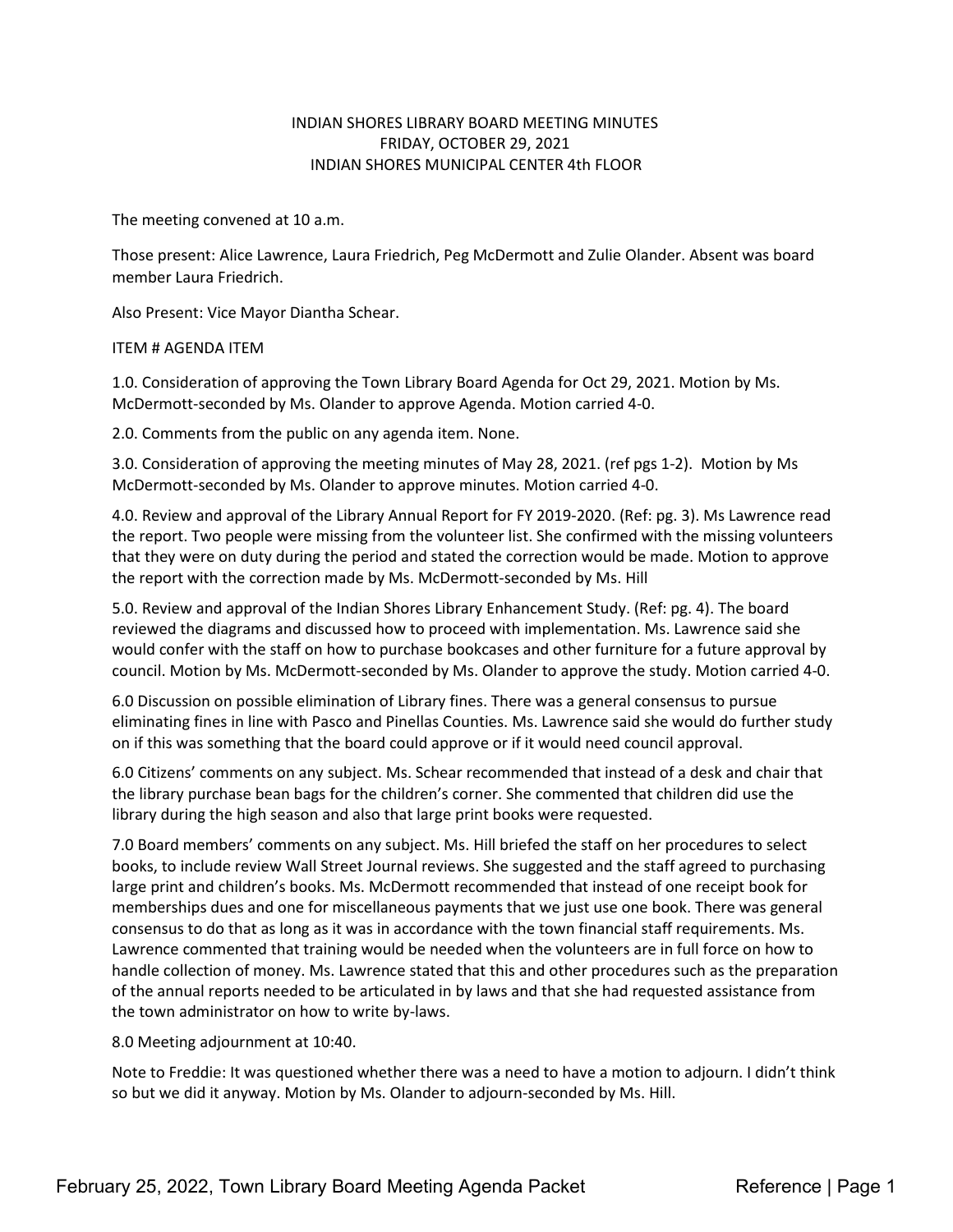INDIAN SHORES LIBRARY BOARD MEETING MINUTES
FRIDAY, OCTOBER 29, 2021
INDIAN SHORES MUNICIPAL CENTER 4th FLOOR

The meeting convened at 10 a.m.

Those present: Alice Lawrence, Laura Friedrich, Peg McDermott and Zulie Olander. Absent was board member Laura Friedrich.

Also Present: Vice Mayor Diantha Schear.

ITEM # AGENDA ITEM

1.0. Consideration of approving the Town Library Board Agenda for Oct 29, 2021. Motion by Ms. McDermott-seconded by Ms. Olander to approve Agenda. Motion carried 4-0.

2.0. Comments from the public on any agenda item. None.

3.0. Consideration of approving the meeting minutes of May 28, 2021. (ref pgs 1-2). Motion by Ms McDermott-seconded by Ms. Olander to approve minutes. Motion carried 4-0.

4.0. Review and approval of the Library Annual Report for FY 2019-2020. (Ref: pg. 3). Ms Lawrence read the report. Two people were missing from the volunteer list. She confirmed with the missing volunteers that they were on duty during the period and stated the correction would be made. Motion to approve the report with the correction made by Ms. McDermott-seconded by Ms. Hill

5.0. Review and approval of the Indian Shores Library Enhancement Study. (Ref: pg. 4). The board reviewed the diagrams and discussed how to proceed with implementation. Ms. Lawrence said she would confer with the staff on how to purchase bookcases and other furniture for a future approval by council. Motion by Ms. McDermott-seconded by Ms. Olander to approve the study. Motion carried 4-0.

6.0 Discussion on possible elimination of Library fines. There was a general consensus to pursue eliminating fines in line with Pasco and Pinellas Counties. Ms. Lawrence said she would do further study on if this was something that the board could approve or if it would need council approval.

6.0 Citizens' comments on any subject. Ms. Schear recommended that instead of a desk and chair that the library purchase bean bags for the children's corner. She commented that children did use the library during the high season and also that large print books were requested.

7.0 Board members' comments on any subject. Ms. Hill briefed the staff on her procedures to select books, to include review Wall Street Journal reviews. She suggested and the staff agreed to purchasing large print and children's books. Ms. McDermott recommended that instead of one receipt book for memberships dues and one for miscellaneous payments that we just use one book. There was general consensus to do that as long as it was in accordance with the town financial staff requirements. Ms. Lawrence commented that training would be needed when the volunteers are in full force on how to handle collection of money. Ms. Lawrence stated that this and other procedures such as the preparation of the annual reports needed to be articulated in by laws and that she had requested assistance from the town administrator on how to write by-laws.

8.0 Meeting adjournment at 10:40.

Note to Freddie: It was questioned whether there was a need to have a motion to adjourn. I didn't think so but we did it anyway. Motion by Ms. Olander to adjourn-seconded by Ms. Hill.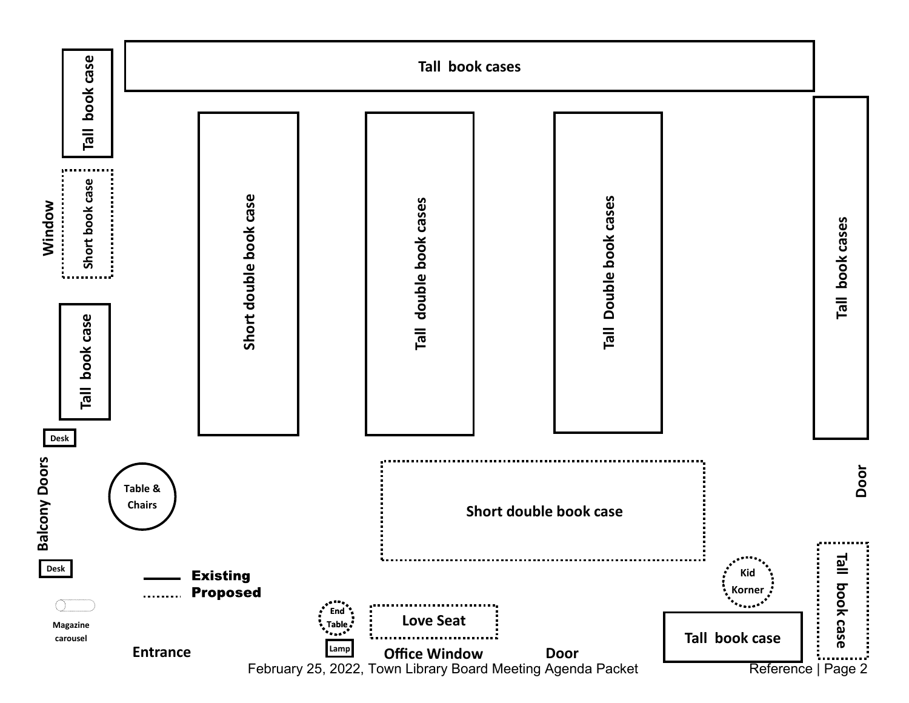Tall book cases

Tall book case

Window

Short book case

Tall book case

Short double book case

Tall double book cases

Tall Double book cases

Tall book cases

Desk

Balcony Doors

Table & Chairs

Short double book case

Door

Desk

Existing

Proposed

Magazine carousel

End Table

Love Seat

Kid Korner

Tall book case

Tall book case

Lamp

Entrance

Office Window

Door